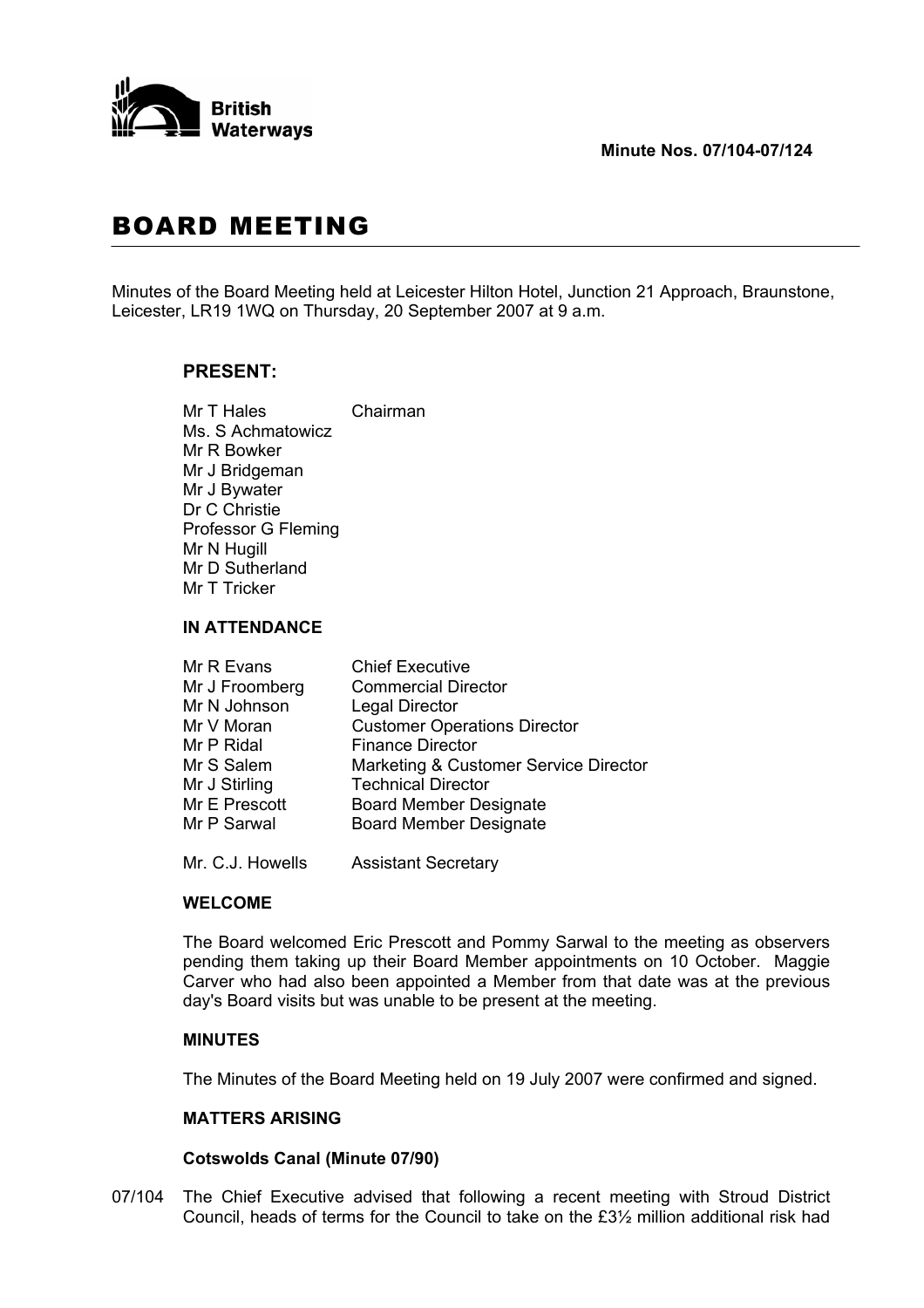British Waterways

**Minute Nos. 07/104-07/124**

# BOARD MEETING

Minutes of the Board Meeting held at Leicester Hilton Hotel, Junction 21 Approach, Braunstone, Leicester, LR19 1WQ on Thursday, 20 September 2007 at 9 a.m.

## PRESENT:

| | |
|---|---|
| Mr T Hales | Chairman |
| Ms. S Achmatowicz | |
| Mr R Bowker | |
| Mr J Bridgeman | |
| Mr J Bywater | |
| Dr C Christie | |
| Professor G Fleming | |
| Mr N Hugill | |
| Mr D Sutherland | |
| Mr T Tricker | |

## IN ATTENDANCE

| | |
|---|---|
| Mr R Evans | Chief Executive |
| Mr J Froomberg | Commercial Director |
| Mr N Johnson | Legal Director |
| Mr V Moran | Customer Operations Director |
| Mr P Ridal | Finance Director |
| Mr S Salem | Marketing & Customer Service Director |
| Mr J Stirling | Technical Director |
| Mr E Prescott | Board Member Designate |
| Mr P Sarwal | Board Member Designate |
| Mr. C.J. Howells | Assistant Secretary |

## WELCOME

The Board welcomed Eric Prescott and Pommy Sarwal to the meeting as observers pending them taking up their Board Member appointments on 10 October. Maggie Carver who had also been appointed a Member from that date was at the previous day's Board visits but was unable to be present at the meeting.

## MINUTES

The Minutes of the Board Meeting held on 19 July 2007 were confirmed and signed.

## MATTERS ARISING

### Cotswolds Canal (Minute 07/90)

07/104 The Chief Executive advised that following a recent meeting with Stroud District Council, heads of terms for the Council to take on the £3½ million additional risk had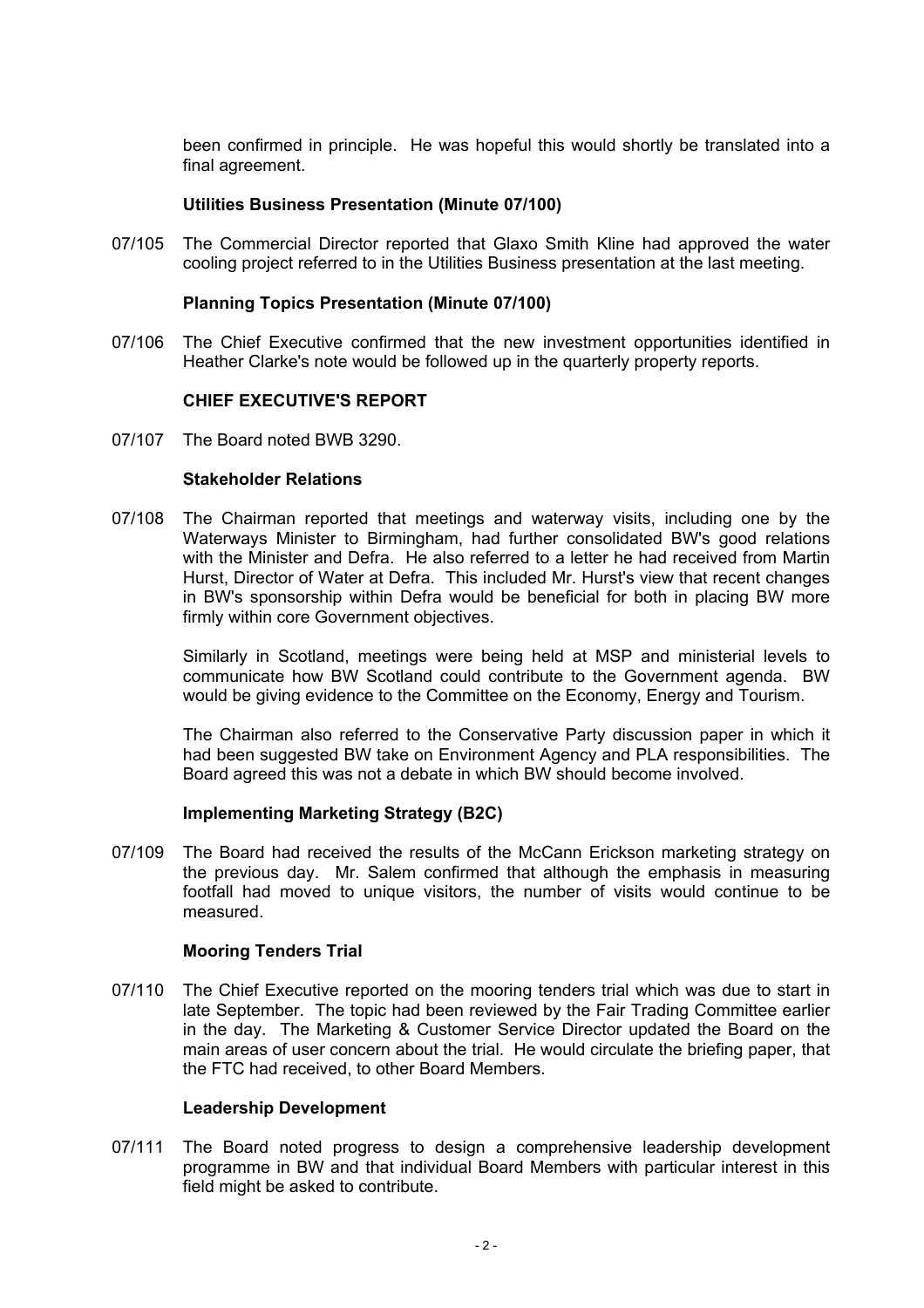been confirmed in principle. He was hopeful this would shortly be translated into a final agreement.

**Utilities Business Presentation (Minute 07/100)**

07/105 The Commercial Director reported that Glaxo Smith Kline had approved the water cooling project referred to in the Utilities Business presentation at the last meeting.

**Planning Topics Presentation (Minute 07/100)**

07/106 The Chief Executive confirmed that the new investment opportunities identified in Heather Clarke's note would be followed up in the quarterly property reports.

**CHIEF EXECUTIVE'S REPORT**

07/107 The Board noted BWB 3290.

**Stakeholder Relations**

07/108 The Chairman reported that meetings and waterway visits, including one by the Waterways Minister to Birmingham, had further consolidated BW's good relations with the Minister and Defra. He also referred to a letter he had received from Martin Hurst, Director of Water at Defra. This included Mr. Hurst's view that recent changes in BW's sponsorship within Defra would be beneficial for both in placing BW more firmly within core Government objectives.

Similarly in Scotland, meetings were being held at MSP and ministerial levels to communicate how BW Scotland could contribute to the Government agenda. BW would be giving evidence to the Committee on the Economy, Energy and Tourism.

The Chairman also referred to the Conservative Party discussion paper in which it had been suggested BW take on Environment Agency and PLA responsibilities. The Board agreed this was not a debate in which BW should become involved.

**Implementing Marketing Strategy (B2C)**

07/109 The Board had received the results of the McCann Erickson marketing strategy on the previous day. Mr. Salem confirmed that although the emphasis in measuring footfall had moved to unique visitors, the number of visits would continue to be measured.

**Mooring Tenders Trial**

07/110 The Chief Executive reported on the mooring tenders trial which was due to start in late September. The topic had been reviewed by the Fair Trading Committee earlier in the day. The Marketing & Customer Service Director updated the Board on the main areas of user concern about the trial. He would circulate the briefing paper, that the FTC had received, to other Board Members.

**Leadership Development**

07/111 The Board noted progress to design a comprehensive leadership development programme in BW and that individual Board Members with particular interest in this field might be asked to contribute.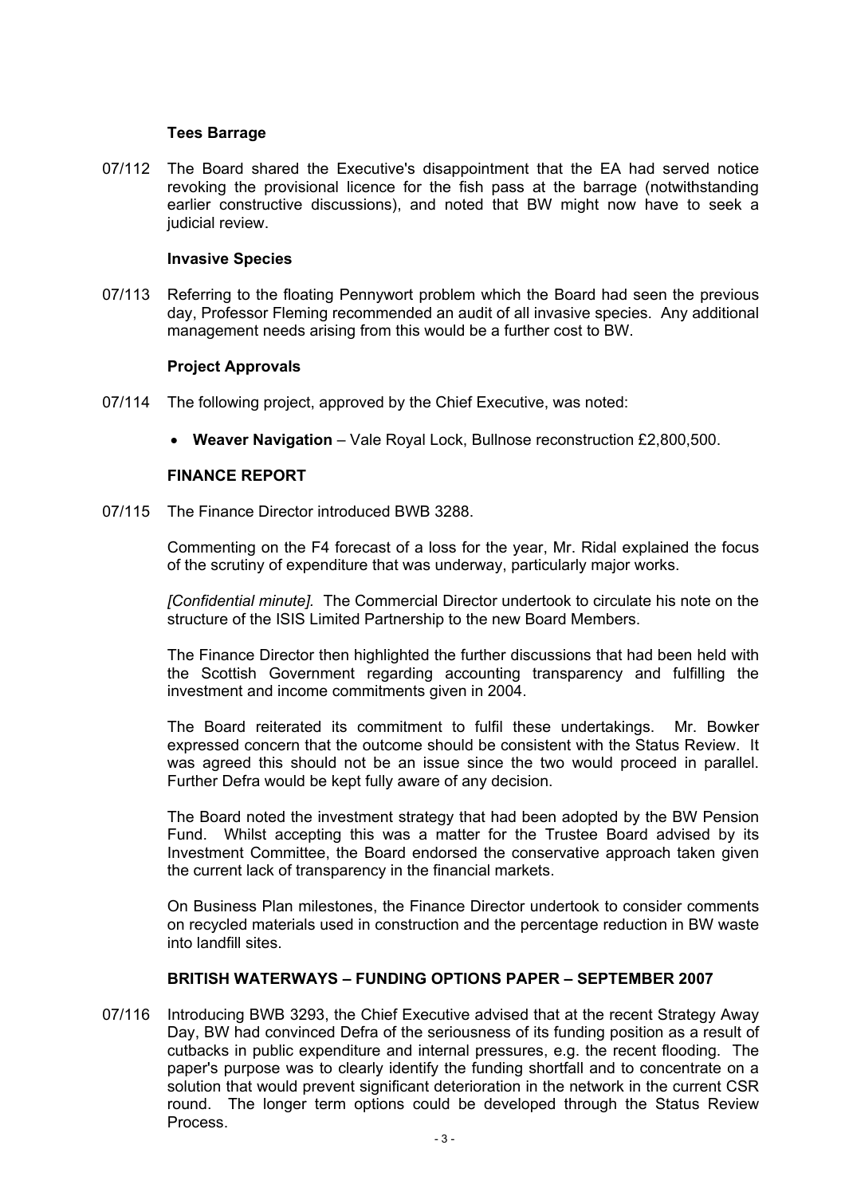**Tees Barrage**

07/112 The Board shared the Executive's disappointment that the EA had served notice revoking the provisional licence for the fish pass at the barrage (notwithstanding earlier constructive discussions), and noted that BW might now have to seek a judicial review.

**Invasive Species**

07/113 Referring to the floating Pennywort problem which the Board had seen the previous day, Professor Fleming recommended an audit of all invasive species. Any additional management needs arising from this would be a further cost to BW.

**Project Approvals**

07/114 The following project, approved by the Chief Executive, was noted:

- **Weaver Navigation** – Vale Royal Lock, Bullnose reconstruction £2,800,500.

**FINANCE REPORT**

07/115 The Finance Director introduced BWB 3288.

Commenting on the F4 forecast of a loss for the year, Mr. Ridal explained the focus of the scrutiny of expenditure that was underway, particularly major works.

*[Confidential minute].* The Commercial Director undertook to circulate his note on the structure of the ISIS Limited Partnership to the new Board Members.

The Finance Director then highlighted the further discussions that had been held with the Scottish Government regarding accounting transparency and fulfilling the investment and income commitments given in 2004.

The Board reiterated its commitment to fulfil these undertakings. Mr. Bowker expressed concern that the outcome should be consistent with the Status Review. It was agreed this should not be an issue since the two would proceed in parallel. Further Defra would be kept fully aware of any decision.

The Board noted the investment strategy that had been adopted by the BW Pension Fund. Whilst accepting this was a matter for the Trustee Board advised by its Investment Committee, the Board endorsed the conservative approach taken given the current lack of transparency in the financial markets.

On Business Plan milestones, the Finance Director undertook to consider comments on recycled materials used in construction and the percentage reduction in BW waste into landfill sites.

**BRITISH WATERWAYS – FUNDING OPTIONS PAPER – SEPTEMBER 2007**

07/116 Introducing BWB 3293, the Chief Executive advised that at the recent Strategy Away Day, BW had convinced Defra of the seriousness of its funding position as a result of cutbacks in public expenditure and internal pressures, e.g. the recent flooding. The paper's purpose was to clearly identify the funding shortfall and to concentrate on a solution that would prevent significant deterioration in the network in the current CSR round. The longer term options could be developed through the Status Review Process.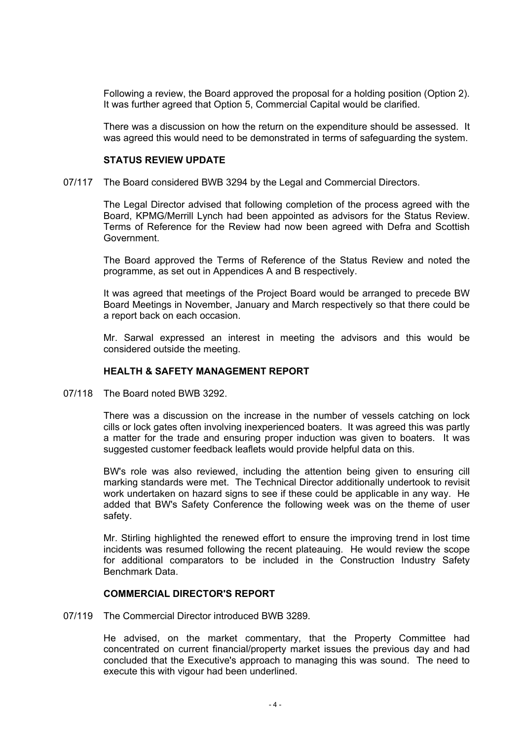Following a review, the Board approved the proposal for a holding position (Option 2). It was further agreed that Option 5, Commercial Capital would be clarified.

There was a discussion on how the return on the expenditure should be assessed. It was agreed this would need to be demonstrated in terms of safeguarding the system.

**STATUS REVIEW UPDATE**

07/117 The Board considered BWB 3294 by the Legal and Commercial Directors.

The Legal Director advised that following completion of the process agreed with the Board, KPMG/Merrill Lynch had been appointed as advisors for the Status Review. Terms of Reference for the Review had now been agreed with Defra and Scottish Government.

The Board approved the Terms of Reference of the Status Review and noted the programme, as set out in Appendices A and B respectively.

It was agreed that meetings of the Project Board would be arranged to precede BW Board Meetings in November, January and March respectively so that there could be a report back on each occasion.

Mr. Sarwal expressed an interest in meeting the advisors and this would be considered outside the meeting.

**HEALTH & SAFETY MANAGEMENT REPORT**

07/118 The Board noted BWB 3292.

There was a discussion on the increase in the number of vessels catching on lock cills or lock gates often involving inexperienced boaters. It was agreed this was partly a matter for the trade and ensuring proper induction was given to boaters. It was suggested customer feedback leaflets would provide helpful data on this.

BW's role was also reviewed, including the attention being given to ensuring cill marking standards were met. The Technical Director additionally undertook to revisit work undertaken on hazard signs to see if these could be applicable in any way. He added that BW's Safety Conference the following week was on the theme of user safety.

Mr. Stirling highlighted the renewed effort to ensure the improving trend in lost time incidents was resumed following the recent plateauing. He would review the scope for additional comparators to be included in the Construction Industry Safety Benchmark Data.

**COMMERCIAL DIRECTOR'S REPORT**

07/119 The Commercial Director introduced BWB 3289.

He advised, on the market commentary, that the Property Committee had concentrated on current financial/property market issues the previous day and had concluded that the Executive's approach to managing this was sound. The need to execute this with vigour had been underlined.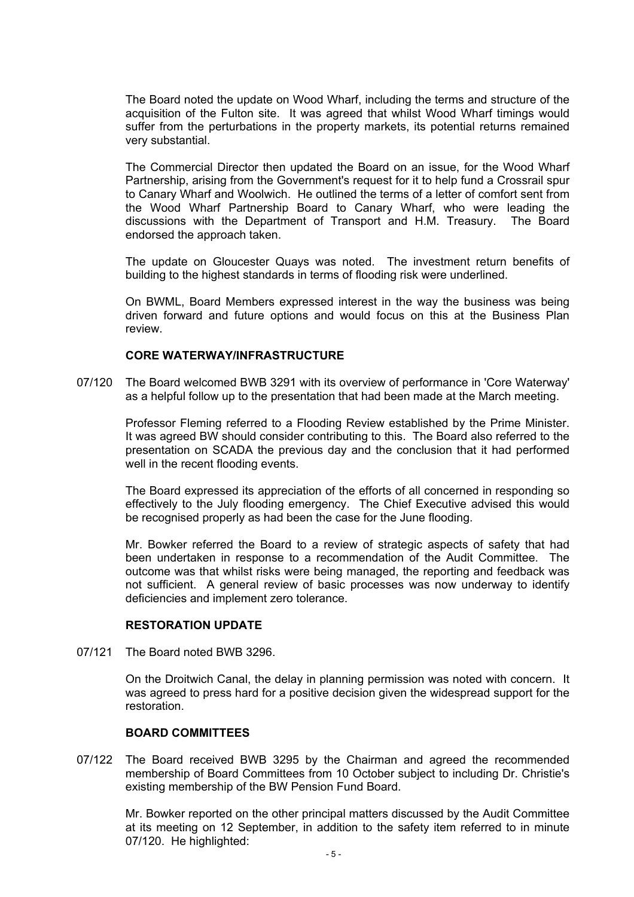The Board noted the update on Wood Wharf, including the terms and structure of the acquisition of the Fulton site. It was agreed that whilst Wood Wharf timings would suffer from the perturbations in the property markets, its potential returns remained very substantial.

The Commercial Director then updated the Board on an issue, for the Wood Wharf Partnership, arising from the Government's request for it to help fund a Crossrail spur to Canary Wharf and Woolwich. He outlined the terms of a letter of comfort sent from the Wood Wharf Partnership Board to Canary Wharf, who were leading the discussions with the Department of Transport and H.M. Treasury. The Board endorsed the approach taken.

The update on Gloucester Quays was noted. The investment return benefits of building to the highest standards in terms of flooding risk were underlined.

On BWML, Board Members expressed interest in the way the business was being driven forward and future options and would focus on this at the Business Plan review.

**CORE WATERWAY/INFRASTRUCTURE**

07/120 The Board welcomed BWB 3291 with its overview of performance in 'Core Waterway' as a helpful follow up to the presentation that had been made at the March meeting.

Professor Fleming referred to a Flooding Review established by the Prime Minister. It was agreed BW should consider contributing to this. The Board also referred to the presentation on SCADA the previous day and the conclusion that it had performed well in the recent flooding events.

The Board expressed its appreciation of the efforts of all concerned in responding so effectively to the July flooding emergency. The Chief Executive advised this would be recognised properly as had been the case for the June flooding.

Mr. Bowker referred the Board to a review of strategic aspects of safety that had been undertaken in response to a recommendation of the Audit Committee. The outcome was that whilst risks were being managed, the reporting and feedback was not sufficient. A general review of basic processes was now underway to identify deficiencies and implement zero tolerance.

**RESTORATION UPDATE**

07/121 The Board noted BWB 3296.

On the Droitwich Canal, the delay in planning permission was noted with concern. It was agreed to press hard for a positive decision given the widespread support for the restoration.

**BOARD COMMITTEES**

07/122 The Board received BWB 3295 by the Chairman and agreed the recommended membership of Board Committees from 10 October subject to including Dr. Christie's existing membership of the BW Pension Fund Board.

Mr. Bowker reported on the other principal matters discussed by the Audit Committee at its meeting on 12 September, in addition to the safety item referred to in minute 07/120. He highlighted: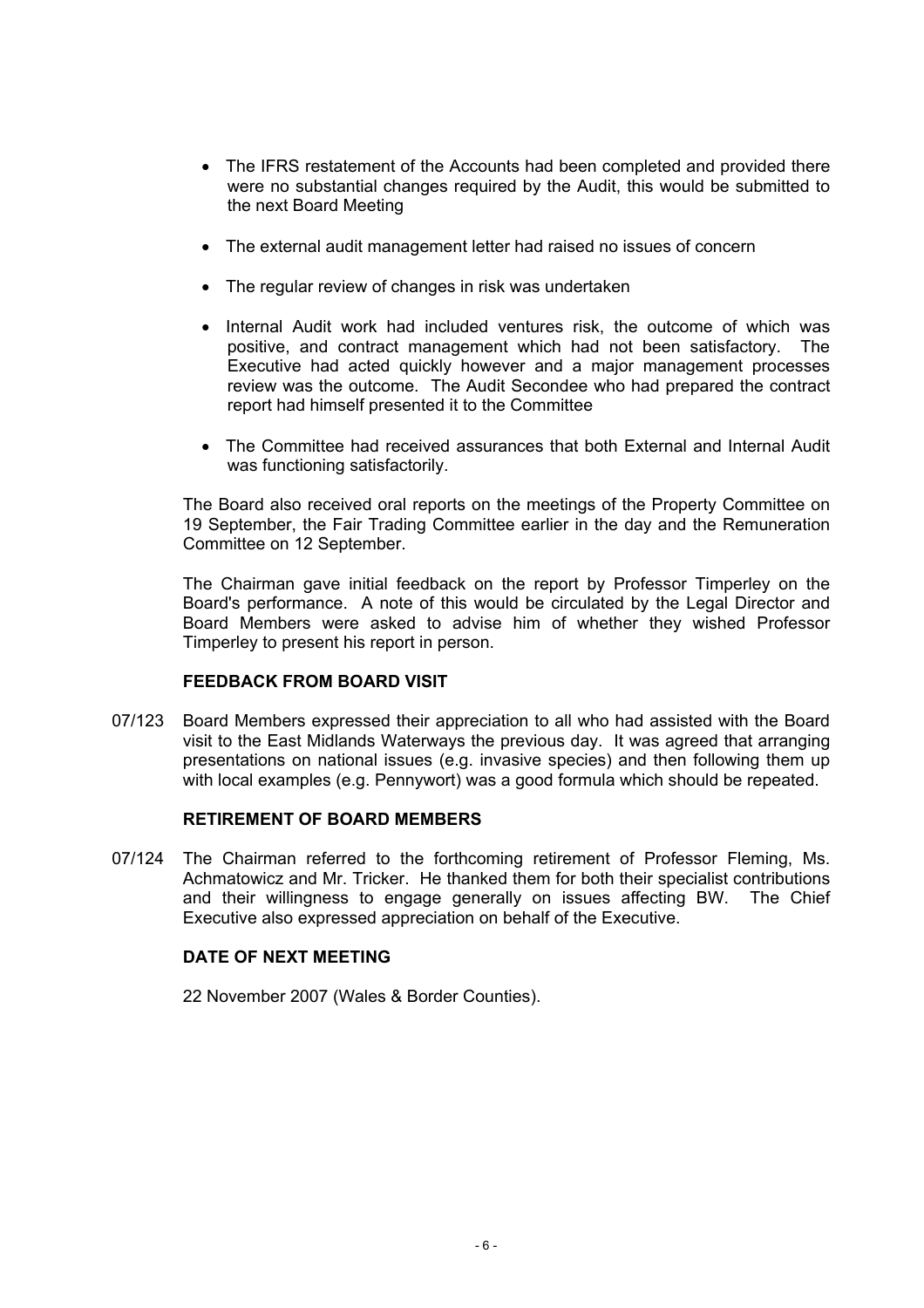- The IFRS restatement of the Accounts had been completed and provided there were no substantial changes required by the Audit, this would be submitted to the next Board Meeting

- The external audit management letter had raised no issues of concern

- The regular review of changes in risk was undertaken

- Internal Audit work had included ventures risk, the outcome of which was positive, and contract management which had not been satisfactory. The Executive had acted quickly however and a major management processes review was the outcome. The Audit Secondee who had prepared the contract report had himself presented it to the Committee

- The Committee had received assurances that both External and Internal Audit was functioning satisfactorily.

The Board also received oral reports on the meetings of the Property Committee on 19 September, the Fair Trading Committee earlier in the day and the Remuneration Committee on 12 September.

The Chairman gave initial feedback on the report by Professor Timperley on the Board's performance. A note of this would be circulated by the Legal Director and Board Members were asked to advise him of whether they wished Professor Timperley to present his report in person.

**FEEDBACK FROM BOARD VISIT**

07/123 Board Members expressed their appreciation to all who had assisted with the Board visit to the East Midlands Waterways the previous day. It was agreed that arranging presentations on national issues (e.g. invasive species) and then following them up with local examples (e.g. Pennywort) was a good formula which should be repeated.

**RETIREMENT OF BOARD MEMBERS**

07/124 The Chairman referred to the forthcoming retirement of Professor Fleming, Ms. Achmatowicz and Mr. Tricker. He thanked them for both their specialist contributions and their willingness to engage generally on issues affecting BW. The Chief Executive also expressed appreciation on behalf of the Executive.

**DATE OF NEXT MEETING**

22 November 2007 (Wales & Border Counties).